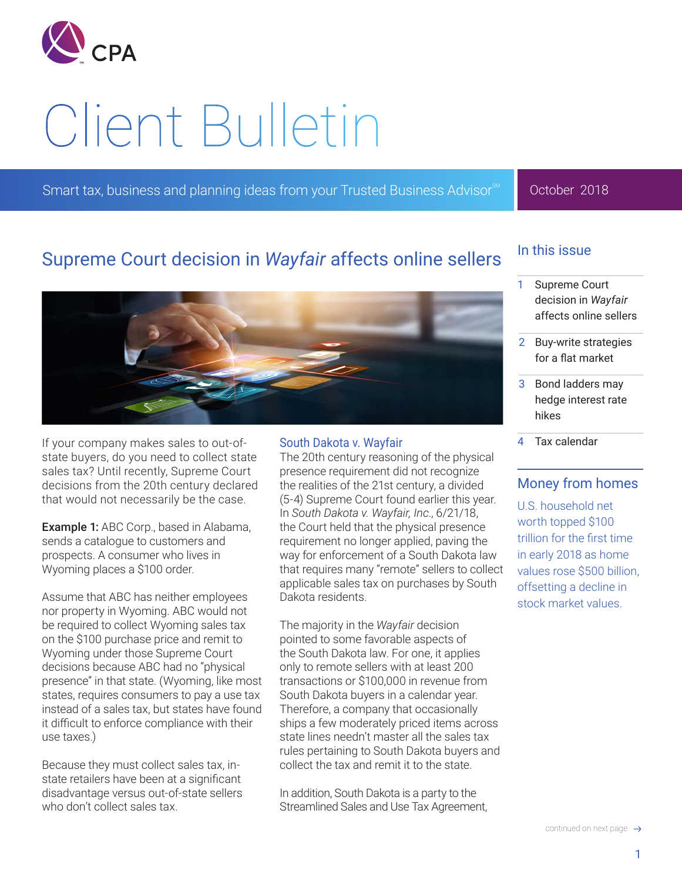# Client Bulletin

Smart tax, business and planning ideas from your Trusted Business Advisor℠

October 2018

## Supreme Court decision in *Wayfair* affects online sellers

If your company makes sales to out-of-state buyers, do you need to collect state sales tax? Until recently, Supreme Court decisions from the 20th century declared that would not necessarily be the case.

**Example 1:** ABC Corp., based in Alabama, sends a catalogue to customers and prospects. A consumer who lives in Wyoming places a $100 order.

Assume that ABC has neither employees nor property in Wyoming. ABC would not be required to collect Wyoming sales tax on the $100 purchase price and remit to Wyoming under those Supreme Court decisions because ABC had no "physical presence" in that state. (Wyoming, like most states, requires consumers to pay a use tax instead of a sales tax, but states have found it difficult to enforce compliance with their use taxes.)

Because they must collect sales tax, in-state retailers have been at a significant disadvantage versus out-of-state sellers who don't collect sales tax.

### South Dakota v. Wayfair

The 20th century reasoning of the physical presence requirement did not recognize the realities of the 21st century, a divided (5-4) Supreme Court found earlier this year. In *South Dakota v. Wayfair, Inc.*, 6/21/18, the Court held that the physical presence requirement no longer applied, paving the way for enforcement of a South Dakota law that requires many "remote" sellers to collect applicable sales tax on purchases by South Dakota residents.

The majority in the *Wayfair* decision pointed to some favorable aspects of the South Dakota law. For one, it applies only to remote sellers with at least 200 transactions or $100,000 in revenue from South Dakota buyers in a calendar year. Therefore, a company that occasionally ships a few moderately priced items across state lines needn't master all the sales tax rules pertaining to South Dakota buyers and collect the tax and remit it to the state.

In addition, South Dakota is a party to the Streamlined Sales and Use Tax Agreement,

continued on next page →

## In this issue

1. Supreme Court decision in *Wayfair* affects online sellers
2. Buy-write strategies for a flat market
3. Bond ladders may hedge interest rate hikes
4. Tax calendar

## Money from homes

U.S. household net worth topped $100 trillion for the first time in early 2018 as home values rose $500 billion, offsetting a decline in stock market values.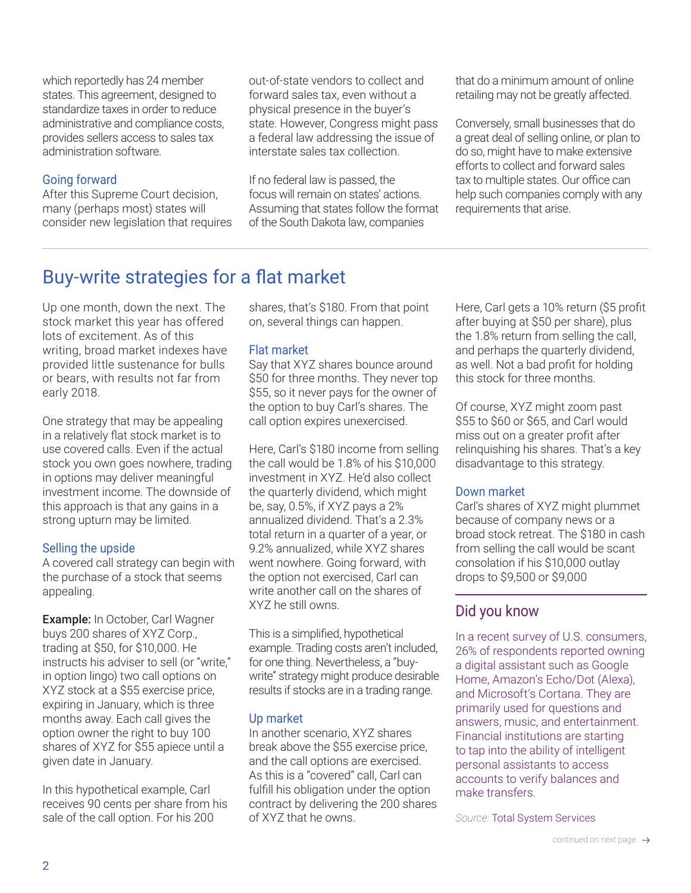which reportedly has 24 member states. This agreement, designed to standardize taxes in order to reduce administrative and compliance costs, provides sellers access to sales tax administration software.

### Going forward

After this Supreme Court decision, many (perhaps most) states will consider new legislation that requires out-of-state vendors to collect and forward sales tax, even without a physical presence in the buyer's state. However, Congress might pass a federal law addressing the issue of interstate sales tax collection.

If no federal law is passed, the focus will remain on states' actions. Assuming that states follow the format of the South Dakota law, companies that do a minimum amount of online retailing may not be greatly affected.

Conversely, small businesses that do a great deal of selling online, or plan to do so, might have to make extensive efforts to collect and forward sales tax to multiple states. Our office can help such companies comply with any requirements that arise.

## Buy-write strategies for a flat market

Up one month, down the next. The stock market this year has offered lots of excitement. As of this writing, broad market indexes have provided little sustenance for bulls or bears, with results not far from early 2018.

One strategy that may be appealing in a relatively flat stock market is to use covered calls. Even if the actual stock you own goes nowhere, trading in options may deliver meaningful investment income. The downside of this approach is that any gains in a strong upturn may be limited.

### Selling the upside

A covered call strategy can begin with the purchase of a stock that seems appealing.

**Example:** In October, Carl Wagner buys 200 shares of XYZ Corp., trading at $50, for $10,000. He instructs his adviser to sell (or "write," in option lingo) two call options on XYZ stock at a $55 exercise price, expiring in January, which is three months away. Each call gives the option owner the right to buy 100 shares of XYZ for $55 apiece until a given date in January.

In this hypothetical example, Carl receives 90 cents per share from his sale of the call option. For his 200 shares, that's $180. From that point on, several things can happen.

### Flat market

Say that XYZ shares bounce around $50 for three months. They never top $55, so it never pays for the owner of the option to buy Carl's shares. The call option expires unexercised.

Here, Carl's $180 income from selling the call would be 1.8% of his $10,000 investment in XYZ. He'd also collect the quarterly dividend, which might be, say, 0.5%, if XYZ pays a 2% annualized dividend. That's a 2.3% total return in a quarter of a year, or 9.2% annualized, while XYZ shares went nowhere. Going forward, with the option not exercised, Carl can write another call on the shares of XYZ he still owns.

This is a simplified, hypothetical example. Trading costs aren't included, for one thing. Nevertheless, a "buy-write" strategy might produce desirable results if stocks are in a trading range.

### Up market

In another scenario, XYZ shares break above the $55 exercise price, and the call options are exercised. As this is a "covered" call, Carl can fulfill his obligation under the option contract by delivering the 200 shares of XYZ that he owns.

Here, Carl gets a 10% return ($5 profit after buying at $50 per share), plus the 1.8% return from selling the call, and perhaps the quarterly dividend, as well. Not a bad profit for holding this stock for three months.

Of course, XYZ might zoom past $55 to $60 or $65, and Carl would miss out on a greater profit after relinquishing his shares. That's a key disadvantage to this strategy.

### Down market

Carl's shares of XYZ might plummet because of company news or a broad stock retreat. The $180 in cash from selling the call would be scant consolation if his $10,000 outlay drops to $9,500 or $9,000

## Did you know

In a recent survey of U.S. consumers, 26% of respondents reported owning a digital assistant such as Google Home, Amazon's Echo/Dot (Alexa), and Microsoft's Cortana. They are primarily used for questions and answers, music, and entertainment. Financial institutions are starting to tap into the ability of intelligent personal assistants to access accounts to verify balances and make transfers.

*Source:* Total System Services

continued on next page →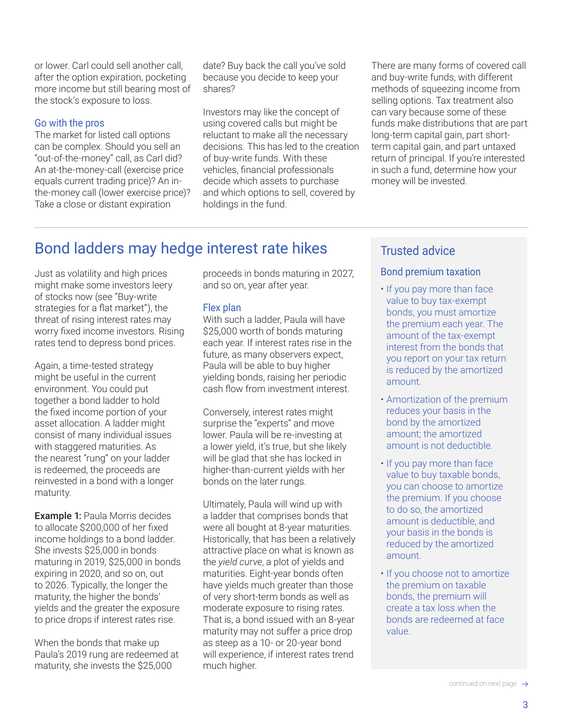or lower. Carl could sell another call, after the option expiration, pocketing more income but still bearing most of the stock's exposure to loss.

### Go with the pros

The market for listed call options can be complex. Should you sell an "out-of-the-money" call, as Carl did? An at-the-money-call (exercise price equals current trading price)? An in-the-money call (lower exercise price)? Take a close or distant expiration date? Buy back the call you've sold because you decide to keep your shares?

Investors may like the concept of using covered calls but might be reluctant to make all the necessary decisions. This has led to the creation of buy-write funds. With these vehicles, financial professionals decide which assets to purchase and which options to sell, covered by holdings in the fund.

There are many forms of covered call and buy-write funds, with different methods of squeezing income from selling options. Tax treatment also can vary because some of these funds make distributions that are part long-term capital gain, part short-term capital gain, and part untaxed return of principal. If you're interested in such a fund, determine how your money will be invested.

---

## Bond ladders may hedge interest rate hikes

Just as volatility and high prices might make some investors leery of stocks now (see "Buy-write strategies for a flat market"), the threat of rising interest rates may worry fixed income investors. Rising rates tend to depress bond prices.

Again, a time-tested strategy might be useful in the current environment. You could put together a bond ladder to hold the fixed income portion of your asset allocation. A ladder might consist of many individual issues with staggered maturities. As the nearest "rung" on your ladder is redeemed, the proceeds are reinvested in a bond with a longer maturity.

**Example 1:** Paula Morris decides to allocate $200,000 of her fixed income holdings to a bond ladder. She invests $25,000 in bonds maturing in 2019, $25,000 in bonds expiring in 2020, and so on, out to 2026. Typically, the longer the maturity, the higher the bonds' yields and the greater the exposure to price drops if interest rates rise.

When the bonds that make up Paula's 2019 rung are redeemed at maturity, she invests the $25,000 proceeds in bonds maturing in 2027, and so on, year after year.

### Flex plan

With such a ladder, Paula will have $25,000 worth of bonds maturing each year. If interest rates rise in the future, as many observers expect, Paula will be able to buy higher yielding bonds, raising her periodic cash flow from investment interest.

Conversely, interest rates might surprise the "experts" and move lower. Paula will be re-investing at a lower yield, it's true, but she likely will be glad that she has locked in higher-than-current yields with her bonds on the later rungs.

Ultimately, Paula will wind up with a ladder that comprises bonds that were all bought at 8-year maturities. Historically, that has been a relatively attractive place on what is known as the *yield curve*, a plot of yields and maturities. Eight-year bonds often have yields much greater than those of very short-term bonds as well as moderate exposure to rising rates. That is, a bond issued with an 8-year maturity may not suffer a price drop as steep as a 10- or 20-year bond will experience, if interest rates trend much higher.

## Trusted advice

### Bond premium taxation

- If you pay more than face value to buy tax-exempt bonds, you must amortize the premium each year. The amount of the tax-exempt interest from the bonds that you report on your tax return is reduced by the amortized amount.
- Amortization of the premium reduces your basis in the bond by the amortized amount; the amortized amount is not deductible.
- If you pay more than face value to buy taxable bonds, you can choose to amortize the premium. If you choose to do so, the amortized amount is deductible, and your basis in the bonds is reduced by the amortized amount.
- If you choose not to amortize the premium on taxable bonds, the premium will create a tax loss when the bonds are redeemed at face value.

continued on next page →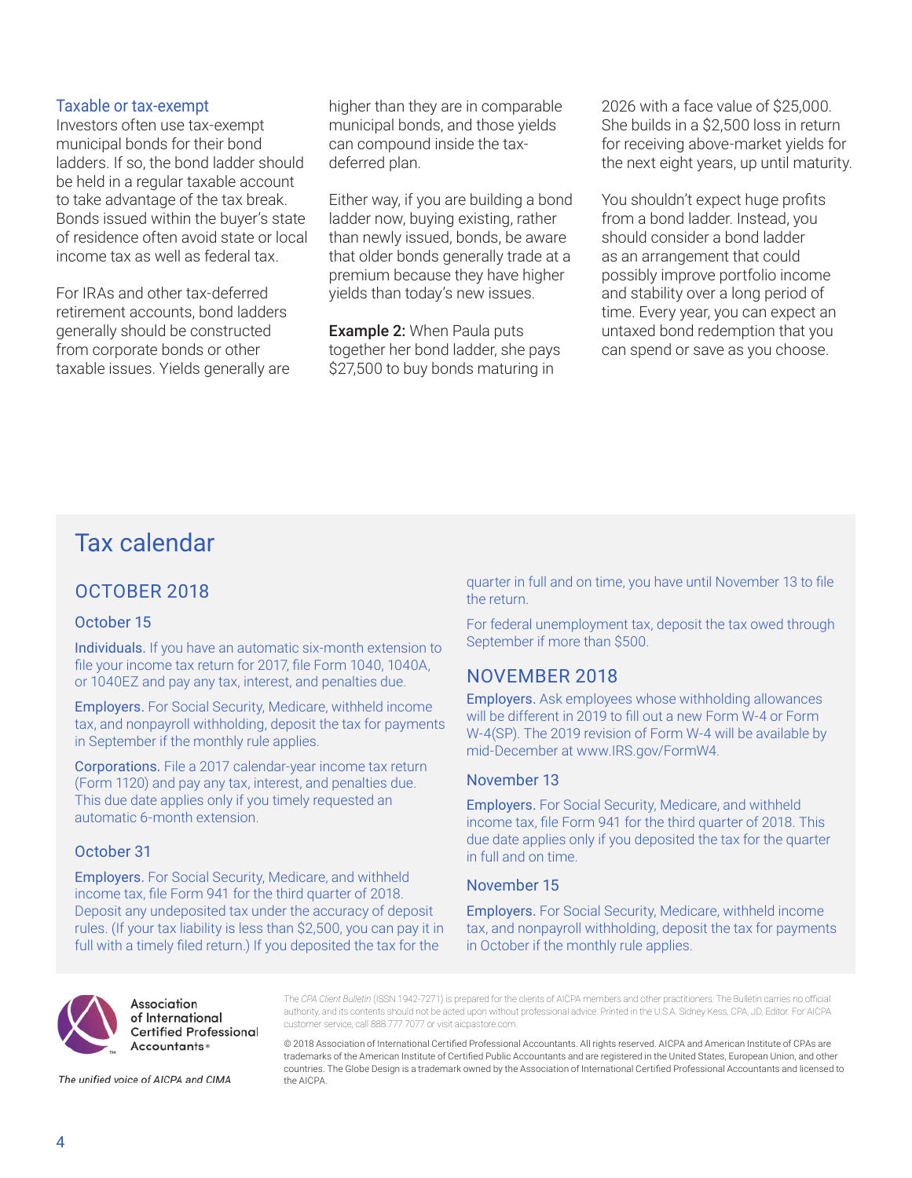### Taxable or tax-exempt

Investors often use tax-exempt municipal bonds for their bond ladders. If so, the bond ladder should be held in a regular taxable account to take advantage of the tax break. Bonds issued within the buyer's state of residence often avoid state or local income tax as well as federal tax.

For IRAs and other tax-deferred retirement accounts, bond ladders generally should be constructed from corporate bonds or other taxable issues. Yields generally are higher than they are in comparable municipal bonds, and those yields can compound inside the tax-deferred plan.

Either way, if you are building a bond ladder now, buying existing, rather than newly issued, bonds, be aware that older bonds generally trade at a premium because they have higher yields than today's new issues.

**Example 2:** When Paula puts together her bond ladder, she pays $27,500 to buy bonds maturing in 2026 with a face value of $25,000. She builds in a $2,500 loss in return for receiving above-market yields for the next eight years, up until maturity.

You shouldn't expect huge profits from a bond ladder. Instead, you should consider a bond ladder as an arrangement that could possibly improve portfolio income and stability over a long period of time. Every year, you can expect an untaxed bond redemption that you can spend or save as you choose.

# Tax calendar

## OCTOBER 2018

### October 15

**Individuals.** If you have an automatic six-month extension to file your income tax return for 2017, file Form 1040, 1040A, or 1040EZ and pay any tax, interest, and penalties due.

**Employers.** For Social Security, Medicare, withheld income tax, and nonpayroll withholding, deposit the tax for payments in September if the monthly rule applies.

**Corporations.** File a 2017 calendar-year income tax return (Form 1120) and pay any tax, interest, and penalties due. This due date applies only if you timely requested an automatic 6-month extension.

### October 31

**Employers.** For Social Security, Medicare, and withheld income tax, file Form 941 for the third quarter of 2018. Deposit any undeposited tax under the accuracy of deposit rules. (If your tax liability is less than $2,500, you can pay it in full with a timely filed return.) If you deposited the tax for the quarter in full and on time, you have until November 13 to file the return.

For federal unemployment tax, deposit the tax owed through September if more than $500.

## NOVEMBER 2018

**Employers.** Ask employees whose withholding allowances will be different in 2019 to fill out a new Form W-4 or Form W-4(SP). The 2019 revision of Form W-4 will be available by mid-December at www.IRS.gov/FormW4.

### November 13

**Employers.** For Social Security, Medicare, and withheld income tax, file Form 941 for the third quarter of 2018. This due date applies only if you deposited the tax for the quarter in full and on time.

### November 15

**Employers.** For Social Security, Medicare, withheld income tax, and nonpayroll withholding, deposit the tax for payments in October if the monthly rule applies.

Association of International Certified Professional Accountants

*The unified voice of AICPA and CIMA*

The *CPA Client Bulletin* (ISSN 1942-7271) is prepared for the clients of AICPA members and other practitioners. The Bulletin carries no official authority, and its contents should not be acted upon without professional advice. Printed in the U.S.A. Sidney Kess, CPA, JD, Editor. For AICPA customer service, call 888.777.7077 or visit aicpastore.com.

© 2018 Association of International Certified Professional Accountants. All rights reserved. AICPA and American Institute of CPAs are trademarks of the American Institute of Certified Public Accountants and are registered in the United States, European Union, and other countries. The Globe Design is a trademark owned by the Association of International Certified Professional Accountants and licensed to the AICPA.